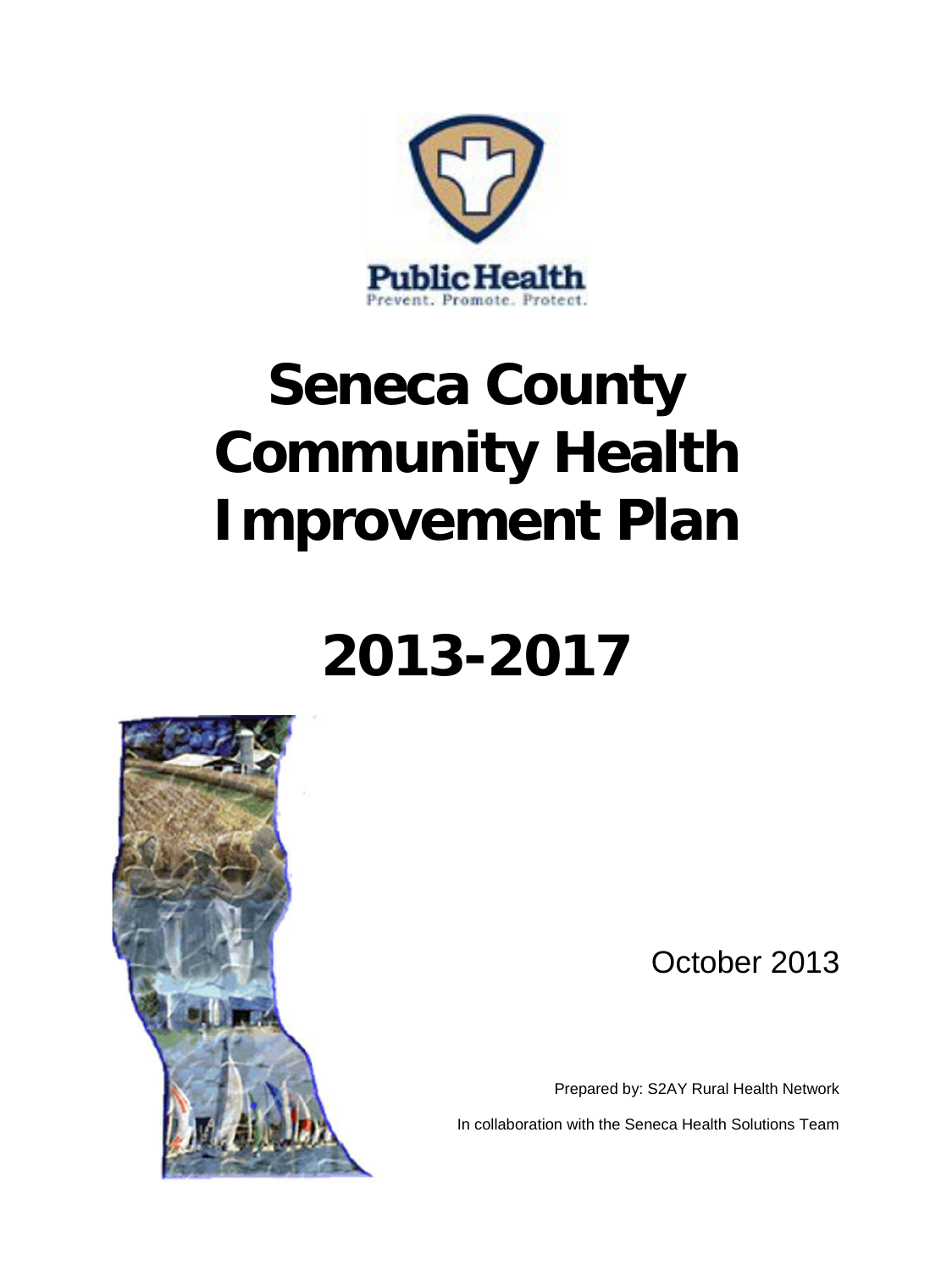Public Health
Prevent. Promote. Protect.

# Seneca County Community Health Improvement Plan

# 2013-2017

October 2013

Prepared by: S2AY Rural Health Network

In collaboration with the Seneca Health Solutions Team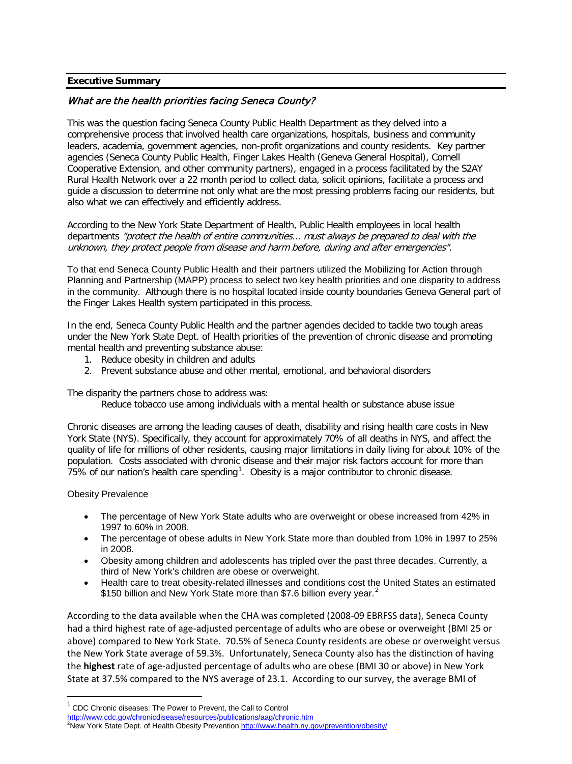**Executive Summary**

### *What are the health priorities facing Seneca County?*

This was the question facing Seneca County Public Health Department as they delved into a comprehensive process that involved health care organizations, hospitals, business and community leaders, academia, government agencies, non-profit organizations and county residents. Key partner agencies (Seneca County Public Health, Finger Lakes Health (Geneva General Hospital), Cornell Cooperative Extension, and other community partners), engaged in a process facilitated by the S2AY Rural Health Network over a 22 month period to collect data, solicit opinions, facilitate a process and guide a discussion to determine not only what are the most pressing problems facing our residents, but also what we can effectively and efficiently address.

According to the New York State Department of Health, Public Health employees in local health departments *"protect the health of entire communities… must always be prepared to deal with the unknown, they protect people from disease and harm before, during and after emergencies"*.

To that end Seneca County Public Health and their partners utilized the Mobilizing for Action through Planning and Partnership (MAPP) process to select two key health priorities and one disparity to address in the community. Although there is no hospital located inside county boundaries Geneva General part of the Finger Lakes Health system participated in this process.

In the end, Seneca County Public Health and the partner agencies decided to tackle two tough areas under the New York State Dept. of Health priorities of the prevention of chronic disease and promoting mental health and preventing substance abuse:

1. Reduce obesity in children and adults
2. Prevent substance abuse and other mental, emotional, and behavioral disorders

The disparity the partners chose to address was:

Reduce tobacco use among individuals with a mental health or substance abuse issue

Chronic diseases are among the leading causes of death, disability and rising health care costs in New York State (NYS). Specifically, they account for approximately 70% of all deaths in NYS, and affect the quality of life for millions of other residents, causing major limitations in daily living for about 10% of the population. Costs associated with chronic disease and their major risk factors account for more than 75% of our nation's health care spending[1]. Obesity is a major contributor to chronic disease.

Obesity Prevalence

- The percentage of New York State adults who are overweight or obese increased from 42% in 1997 to 60% in 2008.
- The percentage of obese adults in New York State more than doubled from 10% in 1997 to 25% in 2008.
- Obesity among children and adolescents has tripled over the past three decades. Currently, a third of New York's children are obese or overweight.
- Health care to treat obesity-related illnesses and conditions cost the United States an estimated \$150 billion and New York State more than \$7.6 billion every year.[2]

According to the data available when the CHA was completed (2008-09 EBRFSS data), Seneca County had a third highest rate of age-adjusted percentage of adults who are obese or overweight (BMI 25 or above) compared to New York State. 70.5% of Seneca County residents are obese or overweight versus the New York State average of 59.3%. Unfortunately, Seneca County also has the distinction of having the **highest** rate of age-adjusted percentage of adults who are obese (BMI 30 or above) in New York State at 37.5% compared to the NYS average of 23.1. According to our survey, the average BMI of

---

[1] CDC Chronic diseases: The Power to Prevent, the Call to Control
http://www.cdc.gov/chronicdisease/resources/publications/aag/chronic.htm

[2] New York State Dept. of Health Obesity Prevention http://www.health.ny.gov/prevention/obesity/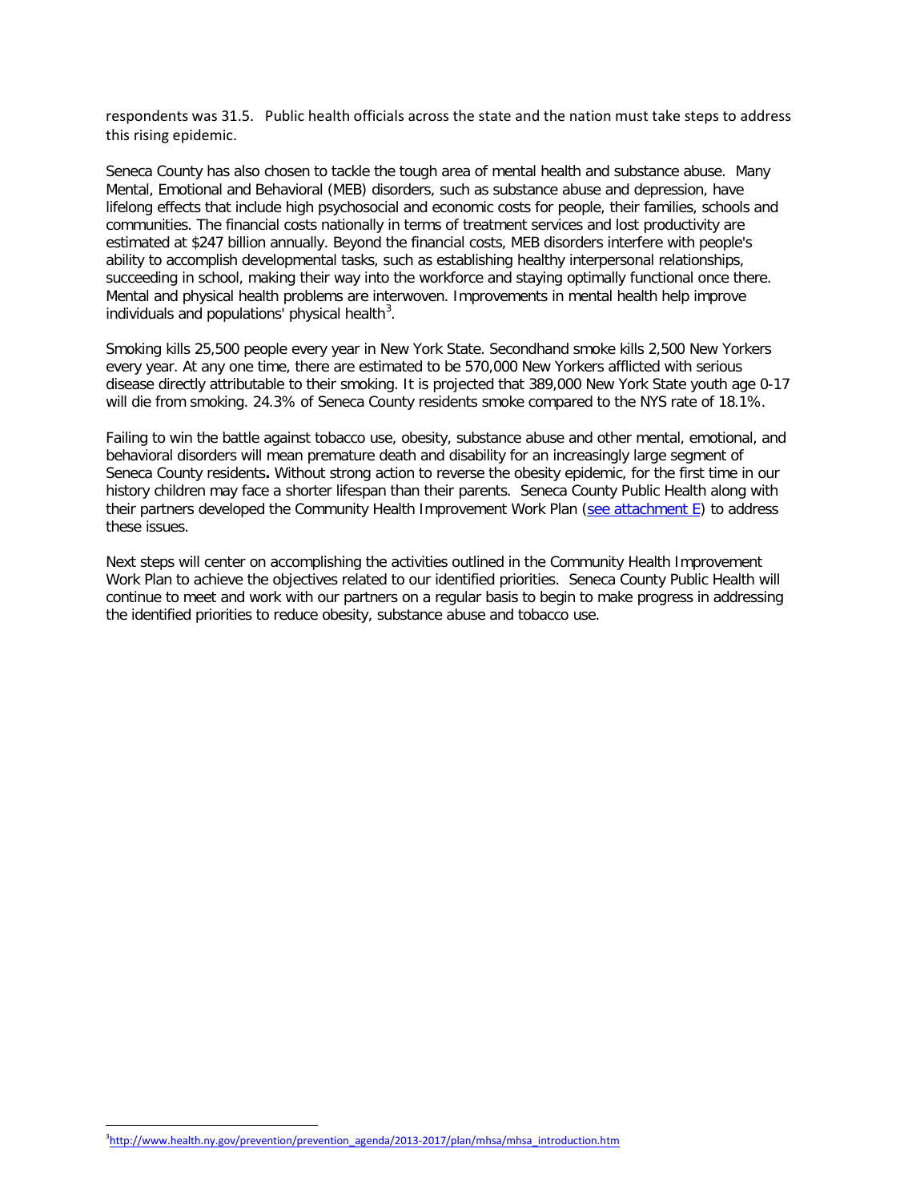respondents was 31.5. Public health officials across the state and the nation must take steps to address this rising epidemic.

Seneca County has also chosen to tackle the tough area of mental health and substance abuse. Many Mental, Emotional and Behavioral (MEB) disorders, such as substance abuse and depression, have lifelong effects that include high psychosocial and economic costs for people, their families, schools and communities. The financial costs nationally in terms of treatment services and lost productivity are estimated at $247 billion annually. Beyond the financial costs, MEB disorders interfere with people's ability to accomplish developmental tasks, such as establishing healthy interpersonal relationships, succeeding in school, making their way into the workforce and staying optimally functional once there. Mental and physical health problems are interwoven. Improvements in mental health help improve individuals and populations' physical health[3].

Smoking kills 25,500 people every year in New York State. Secondhand smoke kills 2,500 New Yorkers every year. At any one time, there are estimated to be 570,000 New Yorkers afflicted with serious disease directly attributable to their smoking. It is projected that 389,000 New York State youth age 0-17 will die from smoking. 24.3% of Seneca County residents smoke compared to the NYS rate of 18.1%.

Failing to win the battle against tobacco use, obesity, substance abuse and other mental, emotional, and behavioral disorders will mean premature death and disability for an increasingly large segment of Seneca County residents**.** Without strong action to reverse the obesity epidemic, for the first time in our history children may face a shorter lifespan than their parents. Seneca County Public Health along with their partners developed the Community Health Improvement Work Plan (see attachment E) to address these issues.

Next steps will center on accomplishing the activities outlined in the Community Health Improvement Work Plan to achieve the objectives related to our identified priorities. Seneca County Public Health will continue to meet and work with our partners on a regular basis to begin to make progress in addressing the identified priorities to reduce obesity, substance abuse and tobacco use.

---

[3] http://www.health.ny.gov/prevention/prevention_agenda/2013-2017/plan/mhsa/mhsa_introduction.htm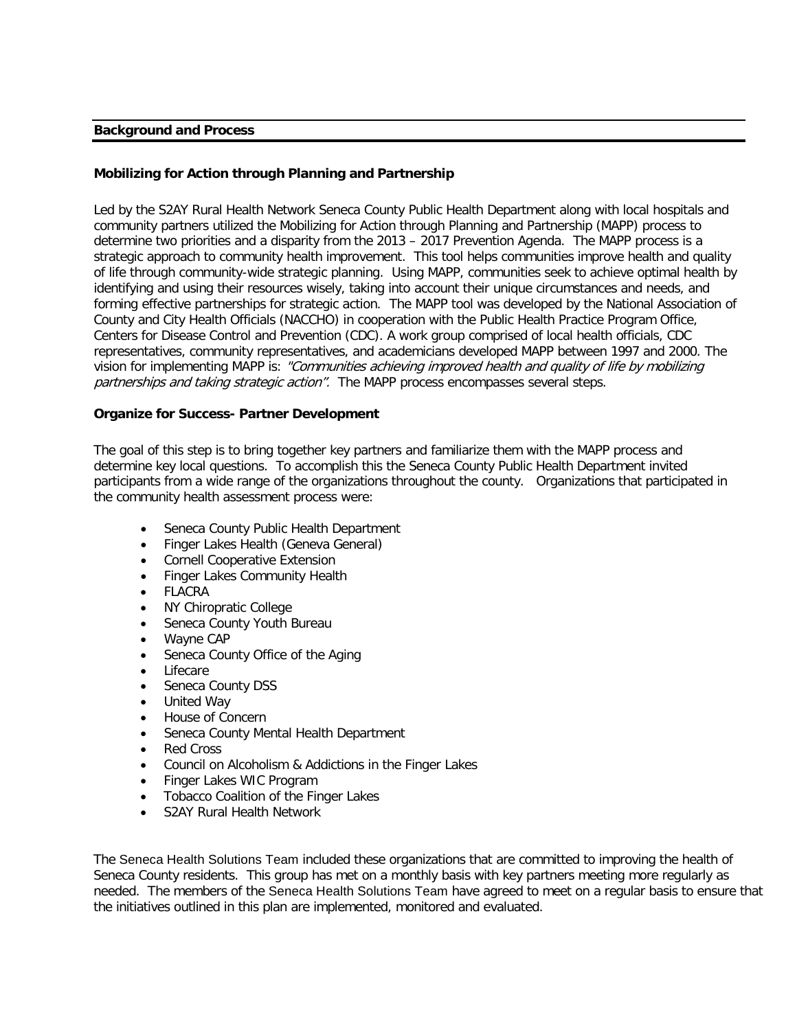## Background and Process

### Mobilizing for Action through Planning and Partnership

Led by the S2AY Rural Health Network Seneca County Public Health Department along with local hospitals and community partners utilized the Mobilizing for Action through Planning and Partnership (MAPP) process to determine two priorities and a disparity from the 2013 – 2017 Prevention Agenda. The MAPP process is a strategic approach to community health improvement. This tool helps communities improve health and quality of life through community-wide strategic planning. Using MAPP, communities seek to achieve optimal health by identifying and using their resources wisely, taking into account their unique circumstances and needs, and forming effective partnerships for strategic action. The MAPP tool was developed by the National Association of County and City Health Officials (NACCHO) in cooperation with the Public Health Practice Program Office, Centers for Disease Control and Prevention (CDC). A work group comprised of local health officials, CDC representatives, community representatives, and academicians developed MAPP between 1997 and 2000. The vision for implementing MAPP is: *"Communities achieving improved health and quality of life by mobilizing partnerships and taking strategic action".* The MAPP process encompasses several steps.

### Organize for Success- Partner Development

The goal of this step is to bring together key partners and familiarize them with the MAPP process and determine key local questions. To accomplish this the Seneca County Public Health Department invited participants from a wide range of the organizations throughout the county. Organizations that participated in the community health assessment process were:

- Seneca County Public Health Department
- Finger Lakes Health (Geneva General)
- Cornell Cooperative Extension
- Finger Lakes Community Health
- FLACRA
- NY Chiropratic College
- Seneca County Youth Bureau
- Wayne CAP
- Seneca County Office of the Aging
- Lifecare
- Seneca County DSS
- United Way
- House of Concern
- Seneca County Mental Health Department
- Red Cross
- Council on Alcoholism & Addictions in the Finger Lakes
- Finger Lakes WIC Program
- Tobacco Coalition of the Finger Lakes
- S2AY Rural Health Network

The Seneca Health Solutions Team included these organizations that are committed to improving the health of Seneca County residents. This group has met on a monthly basis with key partners meeting more regularly as needed. The members of the Seneca Health Solutions Team have agreed to meet on a regular basis to ensure that the initiatives outlined in this plan are implemented, monitored and evaluated.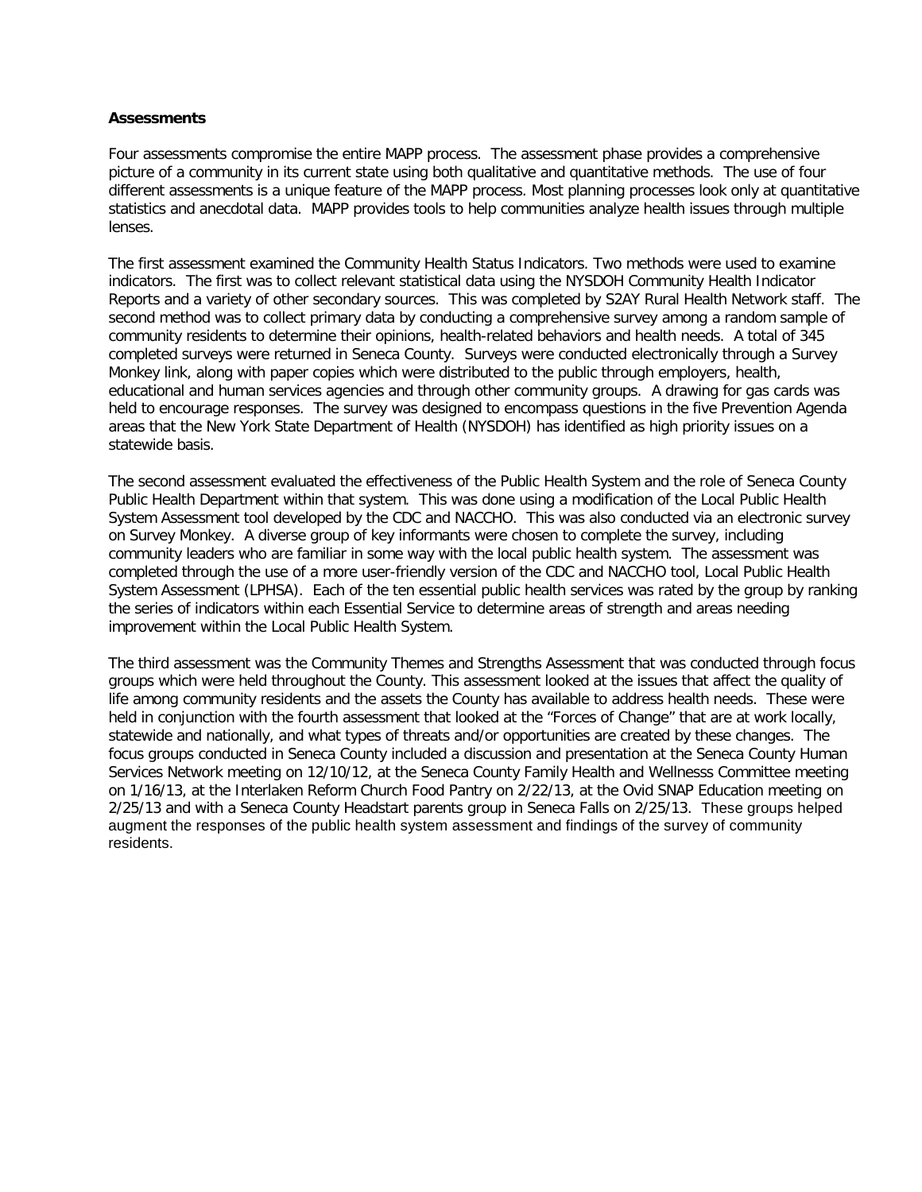**Assessments**

Four assessments compromise the entire MAPP process. The assessment phase provides a comprehensive picture of a community in its current state using both qualitative and quantitative methods. The use of four different assessments is a unique feature of the MAPP process. Most planning processes look only at quantitative statistics and anecdotal data. MAPP provides tools to help communities analyze health issues through multiple lenses.

The first assessment examined the Community Health Status Indicators. Two methods were used to examine indicators. The first was to collect relevant statistical data using the NYSDOH Community Health Indicator Reports and a variety of other secondary sources. This was completed by S2AY Rural Health Network staff. The second method was to collect primary data by conducting a comprehensive survey among a random sample of community residents to determine their opinions, health-related behaviors and health needs. A total of 345 completed surveys were returned in Seneca County. Surveys were conducted electronically through a Survey Monkey link, along with paper copies which were distributed to the public through employers, health, educational and human services agencies and through other community groups. A drawing for gas cards was held to encourage responses. The survey was designed to encompass questions in the five Prevention Agenda areas that the New York State Department of Health (NYSDOH) has identified as high priority issues on a statewide basis.

The second assessment evaluated the effectiveness of the Public Health System and the role of Seneca County Public Health Department within that system. This was done using a modification of the Local Public Health System Assessment tool developed by the CDC and NACCHO. This was also conducted via an electronic survey on Survey Monkey. A diverse group of key informants were chosen to complete the survey, including community leaders who are familiar in some way with the local public health system. The assessment was completed through the use of a more user-friendly version of the CDC and NACCHO tool, Local Public Health System Assessment (LPHSA). Each of the ten essential public health services was rated by the group by ranking the series of indicators within each Essential Service to determine areas of strength and areas needing improvement within the Local Public Health System.

The third assessment was the Community Themes and Strengths Assessment that was conducted through focus groups which were held throughout the County. This assessment looked at the issues that affect the quality of life among community residents and the assets the County has available to address health needs. These were held in conjunction with the fourth assessment that looked at the "Forces of Change" that are at work locally, statewide and nationally, and what types of threats and/or opportunities are created by these changes. The focus groups conducted in Seneca County included a discussion and presentation at the Seneca County Human Services Network meeting on 12/10/12, at the Seneca County Family Health and Wellnesss Committee meeting on 1/16/13, at the Interlaken Reform Church Food Pantry on 2/22/13, at the Ovid SNAP Education meeting on 2/25/13 and with a Seneca County Headstart parents group in Seneca Falls on 2/25/13. These groups helped augment the responses of the public health system assessment and findings of the survey of community residents.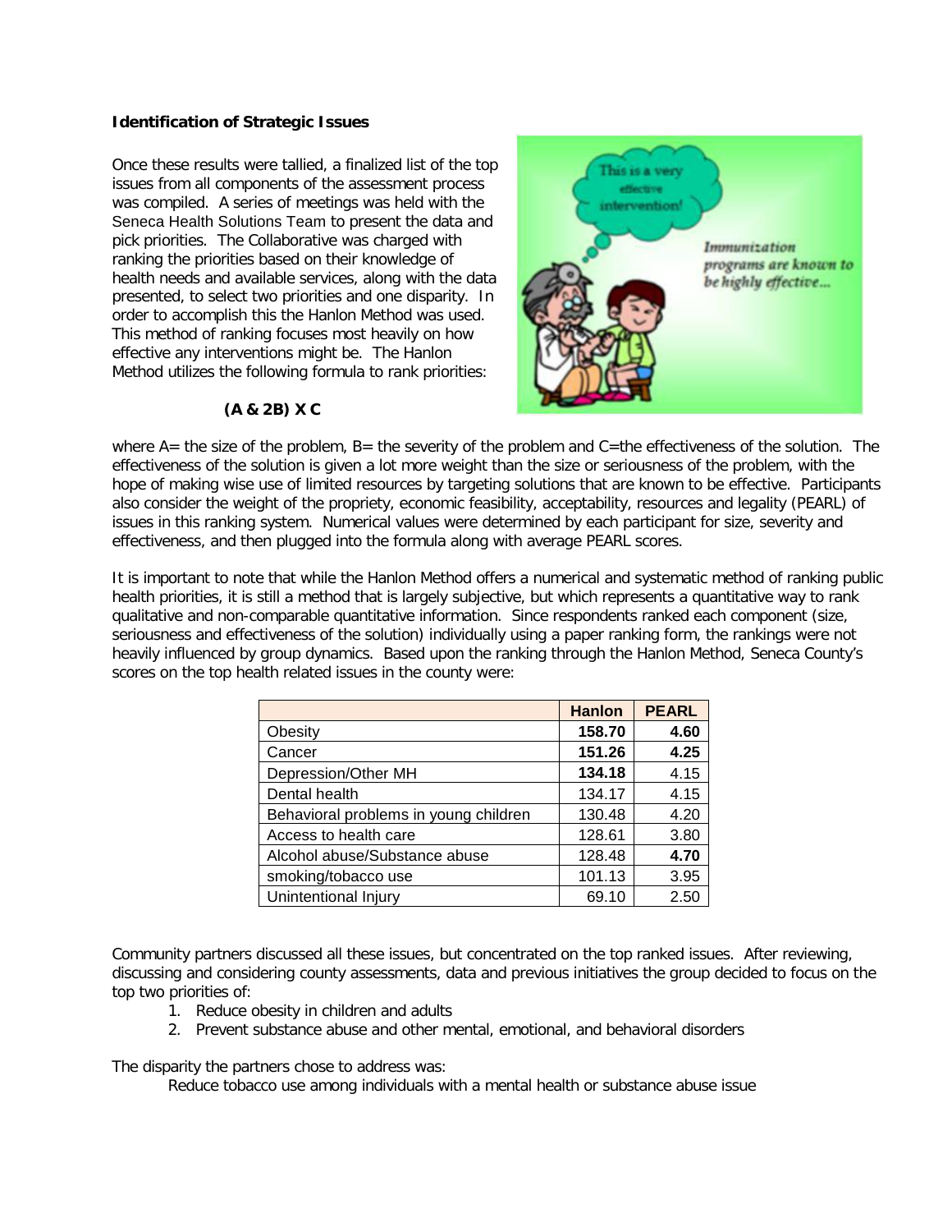**Identification of Strategic Issues**

Once these results were tallied, a finalized list of the top issues from all components of the assessment process was compiled. A series of meetings was held with the Seneca Health Solutions Team to present the data and pick priorities. The Collaborative was charged with ranking the priorities based on their knowledge of health needs and available services, along with the data presented, to select two priorities and one disparity. In order to accomplish this the Hanlon Method was used. This method of ranking focuses most heavily on how effective any interventions might be. The Hanlon Method utilizes the following formula to rank priorities:

**(A & 2B) X C**

where A= the size of the problem, B= the severity of the problem and C=the effectiveness of the solution. The effectiveness of the solution is given a lot more weight than the size or seriousness of the problem, with the hope of making wise use of limited resources by targeting solutions that are known to be effective. Participants also consider the weight of the propriety, economic feasibility, acceptability, resources and legality (PEARL) of issues in this ranking system. Numerical values were determined by each participant for size, severity and effectiveness, and then plugged into the formula along with average PEARL scores.

It is important to note that while the Hanlon Method offers a numerical and systematic method of ranking public health priorities, it is still a method that is largely subjective, but which represents a quantitative way to rank qualitative and non-comparable quantitative information. Since respondents ranked each component (size, seriousness and effectiveness of the solution) individually using a paper ranking form, the rankings were not heavily influenced by group dynamics. Based upon the ranking through the Hanlon Method, Seneca County's scores on the top health related issues in the county were:

| | Hanlon | PEARL |
|---|---|---|
| Obesity | **158.70** | **4.60** |
| Cancer | **151.26** | **4.25** |
| Depression/Other MH | **134.18** | 4.15 |
| Dental health | 134.17 | 4.15 |
| Behavioral problems in young children | 130.48 | 4.20 |
| Access to health care | 128.61 | 3.80 |
| Alcohol abuse/Substance abuse | 128.48 | **4.70** |
| smoking/tobacco use | 101.13 | 3.95 |
| Unintentional Injury | 69.10 | 2.50 |

Community partners discussed all these issues, but concentrated on the top ranked issues. After reviewing, discussing and considering county assessments, data and previous initiatives the group decided to focus on the top two priorities of:

1. Reduce obesity in children and adults
2. Prevent substance abuse and other mental, emotional, and behavioral disorders

The disparity the partners chose to address was:

Reduce tobacco use among individuals with a mental health or substance abuse issue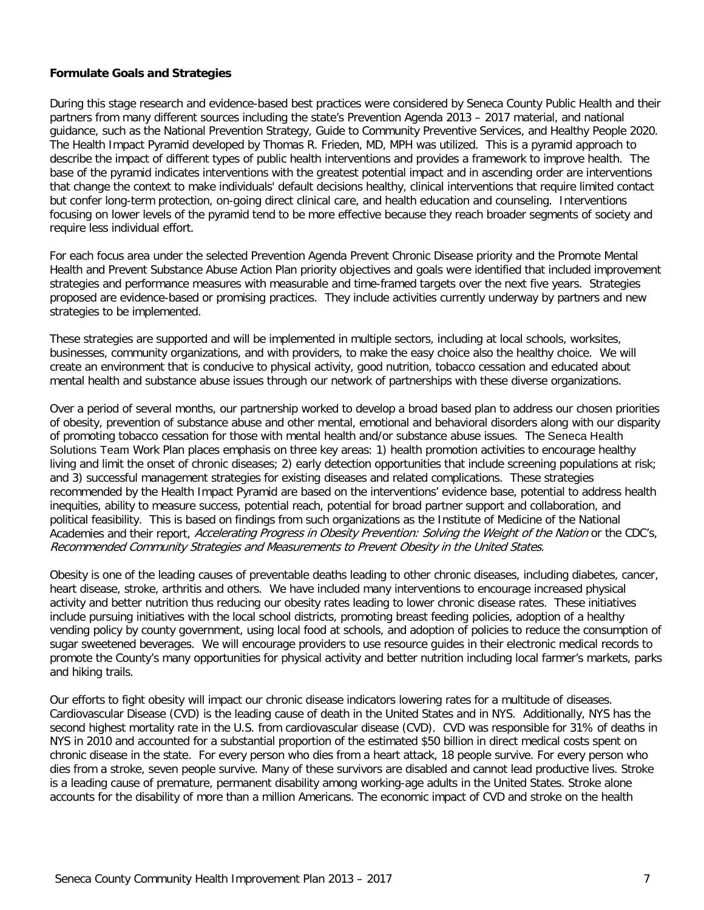**Formulate Goals and Strategies**

During this stage research and evidence-based best practices were considered by Seneca County Public Health and their partners from many different sources including the state's Prevention Agenda 2013 – 2017 material, and national guidance, such as the National Prevention Strategy, Guide to Community Preventive Services, and Healthy People 2020. The Health Impact Pyramid developed by Thomas R. Frieden, MD, MPH was utilized. This is a pyramid approach to describe the impact of different types of public health interventions and provides a framework to improve health. The base of the pyramid indicates interventions with the greatest potential impact and in ascending order are interventions that change the context to make individuals' default decisions healthy, clinical interventions that require limited contact but confer long-term protection, on-going direct clinical care, and health education and counseling. Interventions focusing on lower levels of the pyramid tend to be more effective because they reach broader segments of society and require less individual effort.

For each focus area under the selected Prevention Agenda Prevent Chronic Disease priority and the Promote Mental Health and Prevent Substance Abuse Action Plan priority objectives and goals were identified that included improvement strategies and performance measures with measurable and time-framed targets over the next five years. Strategies proposed are evidence-based or promising practices. They include activities currently underway by partners and new strategies to be implemented.

These strategies are supported and will be implemented in multiple sectors, including at local schools, worksites, businesses, community organizations, and with providers, to make the easy choice also the healthy choice. We will create an environment that is conducive to physical activity, good nutrition, tobacco cessation and educated about mental health and substance abuse issues through our network of partnerships with these diverse organizations.

Over a period of several months, our partnership worked to develop a broad based plan to address our chosen priorities of obesity, prevention of substance abuse and other mental, emotional and behavioral disorders along with our disparity of promoting tobacco cessation for those with mental health and/or substance abuse issues. The Seneca Health Solutions Team Work Plan places emphasis on three key areas: 1) health promotion activities to encourage healthy living and limit the onset of chronic diseases; 2) early detection opportunities that include screening populations at risk; and 3) successful management strategies for existing diseases and related complications. These strategies recommended by the Health Impact Pyramid are based on the interventions' evidence base, potential to address health inequities, ability to measure success, potential reach, potential for broad partner support and collaboration, and political feasibility. This is based on findings from such organizations as the Institute of Medicine of the National Academies and their report, *Accelerating Progress in Obesity Prevention: Solving the Weight of the Nation* or the CDC's, *Recommended Community Strategies and Measurements to Prevent Obesity in the United States*.

Obesity is one of the leading causes of preventable deaths leading to other chronic diseases, including diabetes, cancer, heart disease, stroke, arthritis and others. We have included many interventions to encourage increased physical activity and better nutrition thus reducing our obesity rates leading to lower chronic disease rates. These initiatives include pursuing initiatives with the local school districts, promoting breast feeding policies, adoption of a healthy vending policy by county government, using local food at schools, and adoption of policies to reduce the consumption of sugar sweetened beverages. We will encourage providers to use resource guides in their electronic medical records to promote the County's many opportunities for physical activity and better nutrition including local farmer's markets, parks and hiking trails.

Our efforts to fight obesity will impact our chronic disease indicators lowering rates for a multitude of diseases. Cardiovascular Disease (CVD) is the leading cause of death in the United States and in NYS. Additionally, NYS has the second highest mortality rate in the U.S. from cardiovascular disease (CVD). CVD was responsible for 31% of deaths in NYS in 2010 and accounted for a substantial proportion of the estimated $50 billion in direct medical costs spent on chronic disease in the state. For every person who dies from a heart attack, 18 people survive. For every person who dies from a stroke, seven people survive. Many of these survivors are disabled and cannot lead productive lives. Stroke is a leading cause of premature, permanent disability among working-age adults in the United States. Stroke alone accounts for the disability of more than a million Americans. The economic impact of CVD and stroke on the health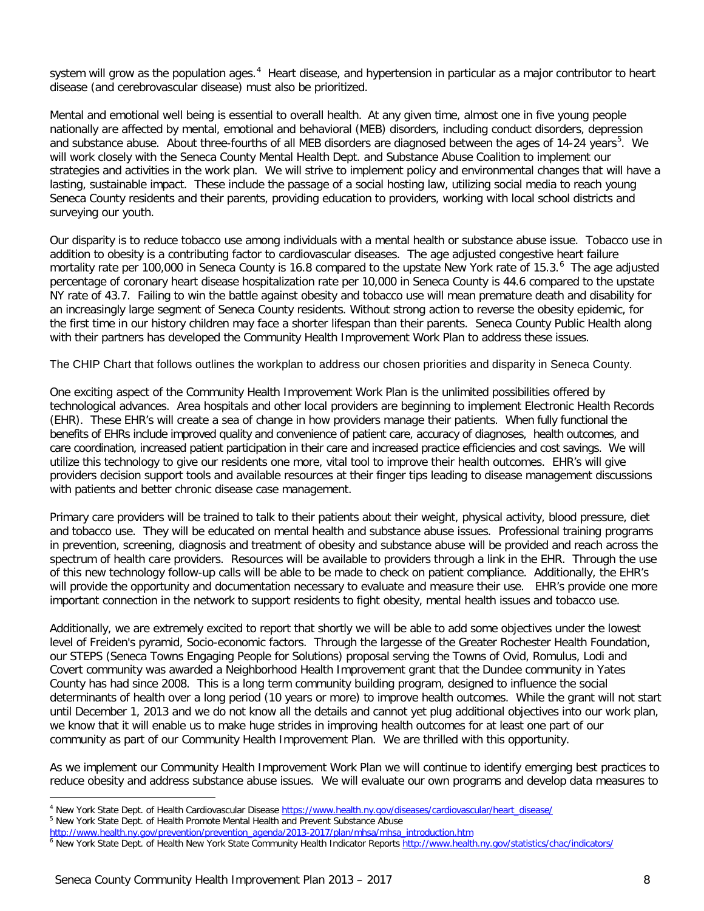system will grow as the population ages.[4] Heart disease, and hypertension in particular as a major contributor to heart disease (and cerebrovascular disease) must also be prioritized.

Mental and emotional well being is essential to overall health. At any given time, almost one in five young people nationally are affected by mental, emotional and behavioral (MEB) disorders, including conduct disorders, depression and substance abuse. About three-fourths of all MEB disorders are diagnosed between the ages of 14-24 years[5]. We will work closely with the Seneca County Mental Health Dept. and Substance Abuse Coalition to implement our strategies and activities in the work plan. We will strive to implement policy and environmental changes that will have a lasting, sustainable impact. These include the passage of a social hosting law, utilizing social media to reach young Seneca County residents and their parents, providing education to providers, working with local school districts and surveying our youth.

Our disparity is to reduce tobacco use among individuals with a mental health or substance abuse issue. Tobacco use in addition to obesity is a contributing factor to cardiovascular diseases. The age adjusted congestive heart failure mortality rate per 100,000 in Seneca County is 16.8 compared to the upstate New York rate of 15.3.[6] The age adjusted percentage of coronary heart disease hospitalization rate per 10,000 in Seneca County is 44.6 compared to the upstate NY rate of 43.7. Failing to win the battle against obesity and tobacco use will mean premature death and disability for an increasingly large segment of Seneca County residents. Without strong action to reverse the obesity epidemic, for the first time in our history children may face a shorter lifespan than their parents. Seneca County Public Health along with their partners has developed the Community Health Improvement Work Plan to address these issues.

The CHIP Chart that follows outlines the workplan to address our chosen priorities and disparity in Seneca County.

One exciting aspect of the Community Health Improvement Work Plan is the unlimited possibilities offered by technological advances. Area hospitals and other local providers are beginning to implement Electronic Health Records (EHR). These EHR's will create a sea of change in how providers manage their patients. When fully functional the benefits of EHRs include improved quality and convenience of patient care, accuracy of diagnoses, health outcomes, and care coordination, increased patient participation in their care and increased practice efficiencies and cost savings. We will utilize this technology to give our residents one more, vital tool to improve their health outcomes. EHR's will give providers decision support tools and available resources at their finger tips leading to disease management discussions with patients and better chronic disease case management.

Primary care providers will be trained to talk to their patients about their weight, physical activity, blood pressure, diet and tobacco use. They will be educated on mental health and substance abuse issues. Professional training programs in prevention, screening, diagnosis and treatment of obesity and substance abuse will be provided and reach across the spectrum of health care providers. Resources will be available to providers through a link in the EHR. Through the use of this new technology follow-up calls will be able to be made to check on patient compliance. Additionally, the EHR's will provide the opportunity and documentation necessary to evaluate and measure their use. EHR's provide one more important connection in the network to support residents to fight obesity, mental health issues and tobacco use.

Additionally, we are extremely excited to report that shortly we will be able to add some objectives under the lowest level of Freiden's pyramid, Socio-economic factors. Through the largesse of the Greater Rochester Health Foundation, our STEPS (Seneca Towns Engaging People for Solutions) proposal serving the Towns of Ovid, Romulus, Lodi and Covert community was awarded a Neighborhood Health Improvement grant that the Dundee community in Yates County has had since 2008. This is a long term community building program, designed to influence the social determinants of health over a long period (10 years or more) to improve health outcomes. While the grant will not start until December 1, 2013 and we do not know all the details and cannot yet plug additional objectives into our work plan, we know that it will enable us to make huge strides in improving health outcomes for at least one part of our community as part of our Community Health Improvement Plan. We are thrilled with this opportunity.

As we implement our Community Health Improvement Work Plan we will continue to identify emerging best practices to reduce obesity and address substance abuse issues. We will evaluate our own programs and develop data measures to

---

[4] New York State Dept. of Health Cardiovascular Disease https://www.health.ny.gov/diseases/cardiovascular/heart_disease/

[5] New York State Dept. of Health Promote Mental Health and Prevent Substance Abuse http://www.health.ny.gov/prevention/prevention_agenda/2013-2017/plan/mhsa/mhsa_introduction.htm

[6] New York State Dept. of Health New York State Community Health Indicator Reports http://www.health.ny.gov/statistics/chac/indicators/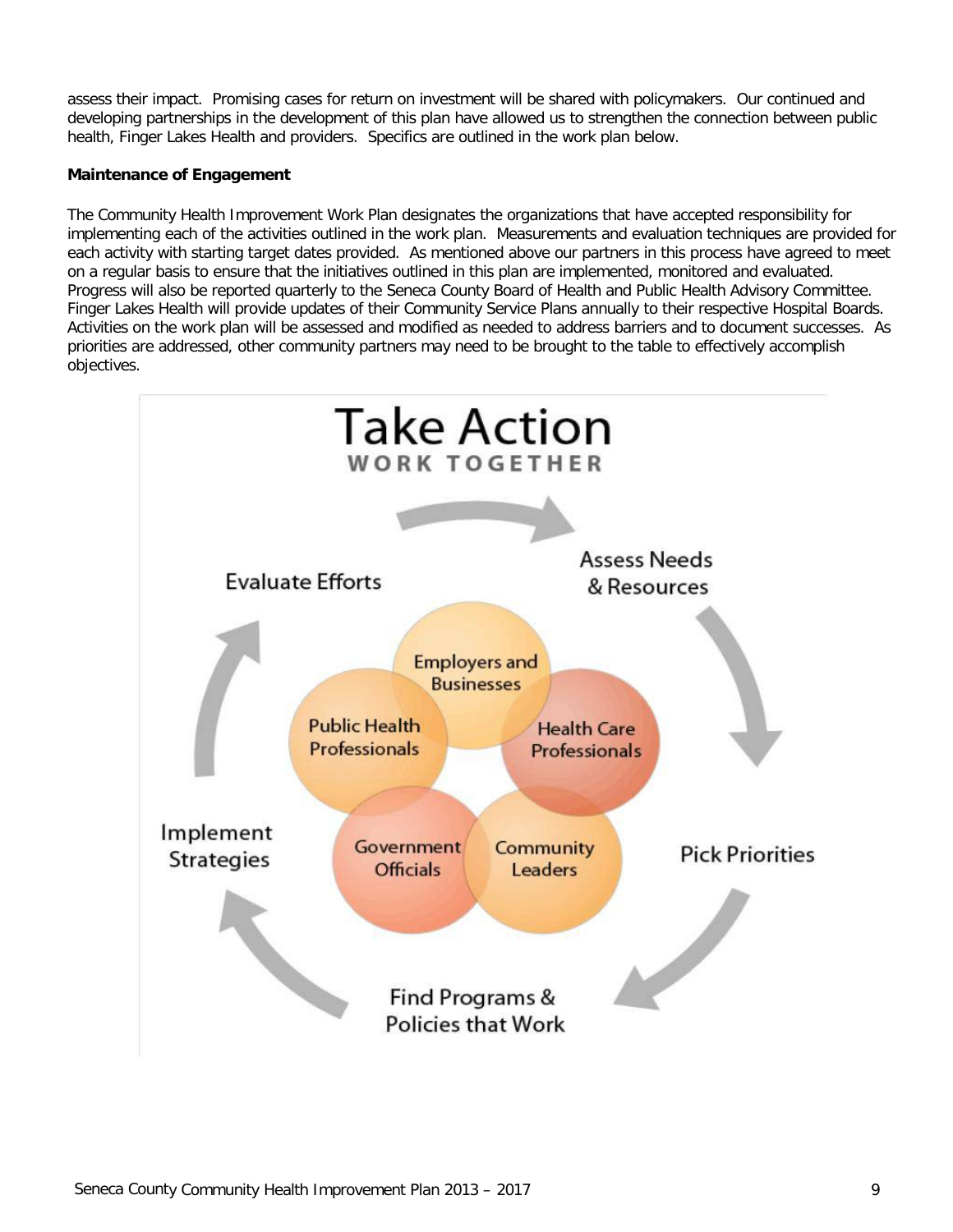assess their impact. Promising cases for return on investment will be shared with policymakers. Our continued and developing partnerships in the development of this plan have allowed us to strengthen the connection between public health, Finger Lakes Health and providers. Specifics are outlined in the work plan below.

**Maintenance of Engagement**

The Community Health Improvement Work Plan designates the organizations that have accepted responsibility for implementing each of the activities outlined in the work plan. Measurements and evaluation techniques are provided for each activity with starting target dates provided. As mentioned above our partners in this process have agreed to meet on a regular basis to ensure that the initiatives outlined in this plan are implemented, monitored and evaluated. Progress will also be reported quarterly to the Seneca County Board of Health and Public Health Advisory Committee. Finger Lakes Health will provide updates of their Community Service Plans annually to their respective Hospital Boards. Activities on the work plan will be assessed and modified as needed to address barriers and to document successes. As priorities are addressed, other community partners may need to be brought to the table to effectively accomplish objectives.

**Take Action**
**WORK TOGETHER**

Assess Needs & Resources → Pick Priorities → Find Programs & Policies that Work → Implement Strategies → Evaluate Efforts

Employers and Businesses, Health Care Professionals, Community Leaders, Government Officials, Public Health Professionals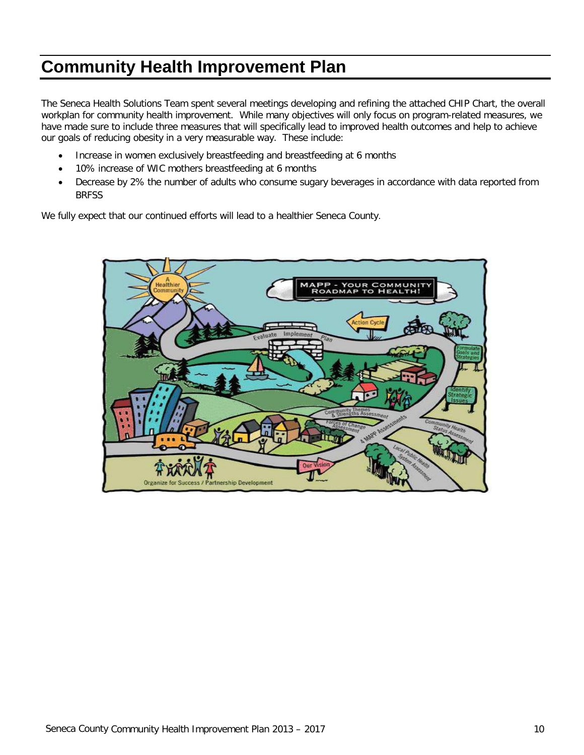# Community Health Improvement Plan

The Seneca Health Solutions Team spent several meetings developing and refining the attached CHIP Chart, the overall workplan for community health improvement. While many objectives will only focus on program-related measures, we have made sure to include three measures that will specifically lead to improved health outcomes and help to achieve our goals of reducing obesity in a very measurable way. These include:

- Increase in women exclusively breastfeeding and breastfeeding at 6 months
- 10% increase of WIC mothers breastfeeding at 6 months
- Decrease by 2% the number of adults who consume sugary beverages in accordance with data reported from BRFSS

We fully expect that our continued efforts will lead to a healthier Seneca County.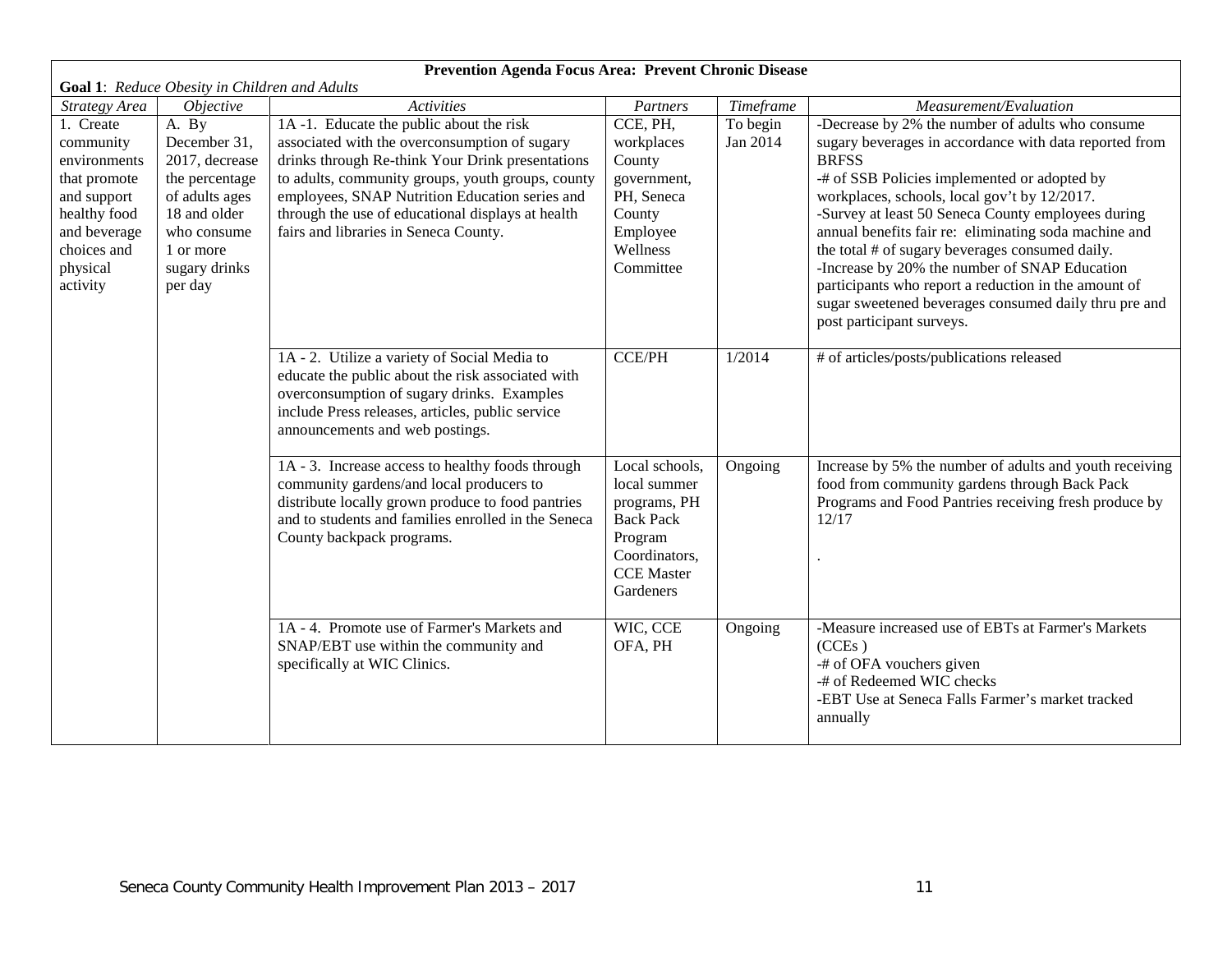**Prevention Agenda Focus Area: Prevent Chronic Disease**

**Goal 1**: *Reduce Obesity in Children and Adults*

| *Strategy Area* | *Objective* | *Activities* | *Partners* | *Timeframe* | *Measurement/Evaluation* |
|---|---|---|---|---|---|
| 1. Create community environments that promote and support healthy food and beverage choices and physical activity | A. By December 31, 2017, decrease the percentage of adults ages 18 and older who consume 1 or more sugary drinks per day | 1A -1. Educate the public about the risk associated with the overconsumption of sugary drinks through Re-think Your Drink presentations to adults, community groups, youth groups, county employees, SNAP Nutrition Education series and through the use of educational displays at health fairs and libraries in Seneca County. | CCE, PH, workplaces County government, PH, Seneca County Employee Wellness Committee | To begin Jan 2014 | -Decrease by 2% the number of adults who consume sugary beverages in accordance with data reported from BRFSS<br>-# of SSB Policies implemented or adopted by workplaces, schools, local gov't by 12/2017.<br>-Survey at least 50 Seneca County employees during annual benefits fair re: eliminating soda machine and the total # of sugary beverages consumed daily.<br>-Increase by 20% the number of SNAP Education participants who report a reduction in the amount of sugar sweetened beverages consumed daily thru pre and post participant surveys. |
| | | 1A - 2. Utilize a variety of Social Media to educate the public about the risk associated with overconsumption of sugary drinks. Examples include Press releases, articles, public service announcements and web postings. | CCE/PH | 1/2014 | # of articles/posts/publications released |
| | | 1A - 3. Increase access to healthy foods through community gardens/and local producers to distribute locally grown produce to food pantries and to students and families enrolled in the Seneca County backpack programs. | Local schools, local summer programs, PH Back Pack Program Coordinators, CCE Master Gardeners | Ongoing | Increase by 5% the number of adults and youth receiving food from community gardens through Back Pack Programs and Food Pantries receiving fresh produce by 12/17<br>. |
| | | 1A - 4. Promote use of Farmer's Markets and SNAP/EBT use within the community and specifically at WIC Clinics. | WIC, CCE OFA, PH | Ongoing | -Measure increased use of EBTs at Farmer's Markets (CCEs )<br>-# of OFA vouchers given<br>-# of Redeemed WIC checks<br>-EBT Use at Seneca Falls Farmer's market tracked annually |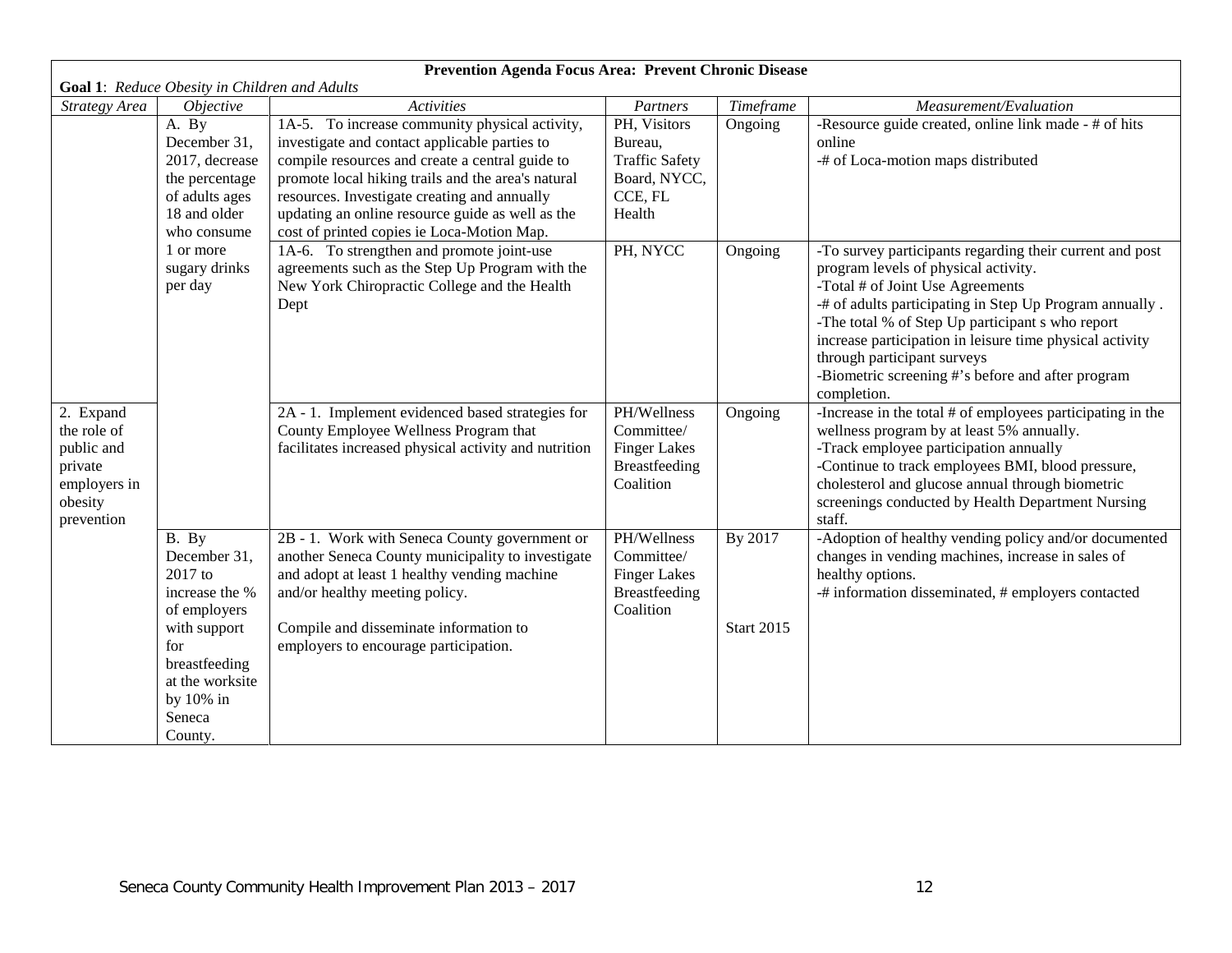| Prevention Agenda Focus Area: Prevent Chronic Disease | | | | | |
|---|---|---|---|---|---|
| **Goal 1**: *Reduce Obesity in Children and Adults* | | | | | |
| *Strategy Area* | *Objective* | *Activities* | *Partners* | *Timeframe* | *Measurement/Evaluation* |
| | A. By December 31, 2017, decrease the percentage of adults ages 18 and older who consume 1 or more sugary drinks per day | 1A-5. To increase community physical activity, investigate and contact applicable parties to compile resources and create a central guide to promote local hiking trails and the area's natural resources. Investigate creating and annually updating an online resource guide as well as the cost of printed copies ie Loca-Motion Map. | PH, Visitors Bureau, Traffic Safety Board, NYCC, CCE, FL Health | Ongoing | -Resource guide created, online link made - # of hits online<br>-# of Loca-motion maps distributed |
| | | 1A-6. To strengthen and promote joint-use agreements such as the Step Up Program with the New York Chiropractic College and the Health Dept | PH, NYCC | Ongoing | -To survey participants regarding their current and post program levels of physical activity.<br>-Total # of Joint Use Agreements<br>-# of adults participating in Step Up Program annually .<br>-The total % of Step Up participant s who report increase participation in leisure time physical activity through participant surveys<br>-Biometric screening #'s before and after program completion. |
| 2. Expand the role of public and private employers in obesity prevention | | 2A - 1. Implement evidenced based strategies for County Employee Wellness Program that facilitates increased physical activity and nutrition | PH/Wellness Committee/ Finger Lakes Breastfeeding Coalition | Ongoing | -Increase in the total # of employees participating in the wellness program by at least 5% annually.<br>-Track employee participation annually<br>-Continue to track employees BMI, blood pressure, cholesterol and glucose annual through biometric screenings conducted by Health Department Nursing staff. |
| | B. By December 31, 2017 to increase the % of employers with support for breastfeeding at the worksite by 10% in Seneca County. | 2B - 1. Work with Seneca County government or another Seneca County municipality to investigate and adopt at least 1 healthy vending machine and/or healthy meeting policy.<br><br>Compile and disseminate information to employers to encourage participation. | PH/Wellness Committee/ Finger Lakes Breastfeeding Coalition | By 2017<br><br>Start 2015 | -Adoption of healthy vending policy and/or documented changes in vending machines, increase in sales of healthy options.<br>-# information disseminated, # employers contacted |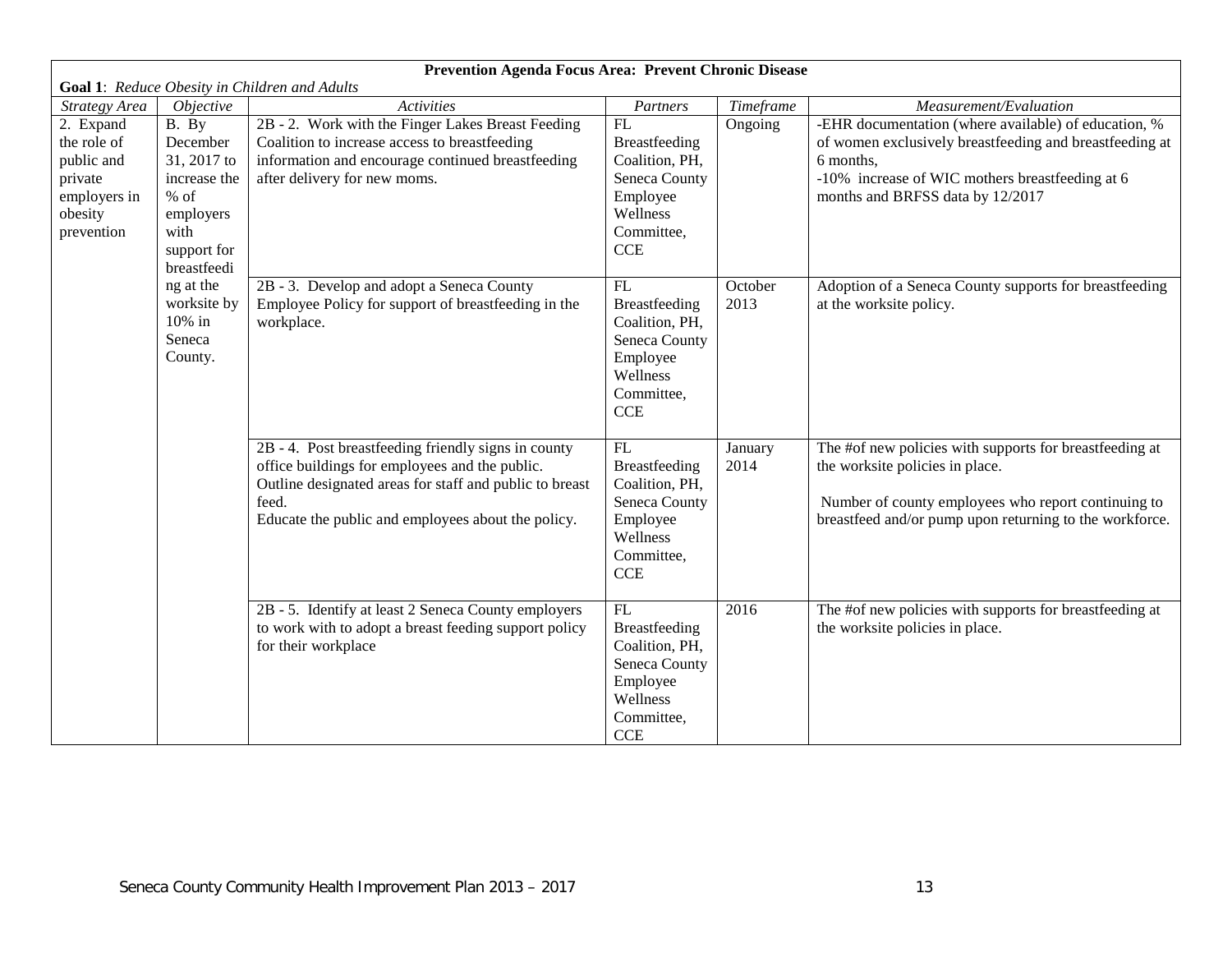**Prevention Agenda Focus Area: Prevent Chronic Disease**

**Goal 1**: *Reduce Obesity in Children and Adults*

| *Strategy Area* | *Objective* | *Activities* | *Partners* | *Timeframe* | *Measurement/Evaluation* |
|---|---|---|---|---|---|
| 2. Expand the role of public and private employers in obesity prevention | B. By December 31, 2017 to increase the % of employers with support for breastfeeding at the worksite by 10% in Seneca County. | 2B - 2. Work with the Finger Lakes Breast Feeding Coalition to increase access to breastfeeding information and encourage continued breastfeeding after delivery for new moms. | FL Breastfeeding Coalition, PH, Seneca County Employee Wellness Committee, CCE | Ongoing | -EHR documentation (where available) of education, % of women exclusively breastfeeding and breastfeeding at 6 months,<br>-10% increase of WIC mothers breastfeeding at 6 months and BRFSS data by 12/2017 |
| | | 2B - 3. Develop and adopt a Seneca County Employee Policy for support of breastfeeding in the workplace. | FL Breastfeeding Coalition, PH, Seneca County Employee Wellness Committee, CCE | October 2013 | Adoption of a Seneca County supports for breastfeeding at the worksite policy. |
| | | 2B - 4. Post breastfeeding friendly signs in county office buildings for employees and the public.<br>Outline designated areas for staff and public to breast feed.<br>Educate the public and employees about the policy. | FL Breastfeeding Coalition, PH, Seneca County Employee Wellness Committee, CCE | January 2014 | The #of new policies with supports for breastfeeding at the worksite policies in place.<br><br>Number of county employees who report continuing to breastfeed and/or pump upon returning to the workforce. |
| | | 2B - 5. Identify at least 2 Seneca County employers to work with to adopt a breast feeding support policy for their workplace | FL Breastfeeding Coalition, PH, Seneca County Employee Wellness Committee, CCE | 2016 | The #of new policies with supports for breastfeeding at the worksite policies in place. |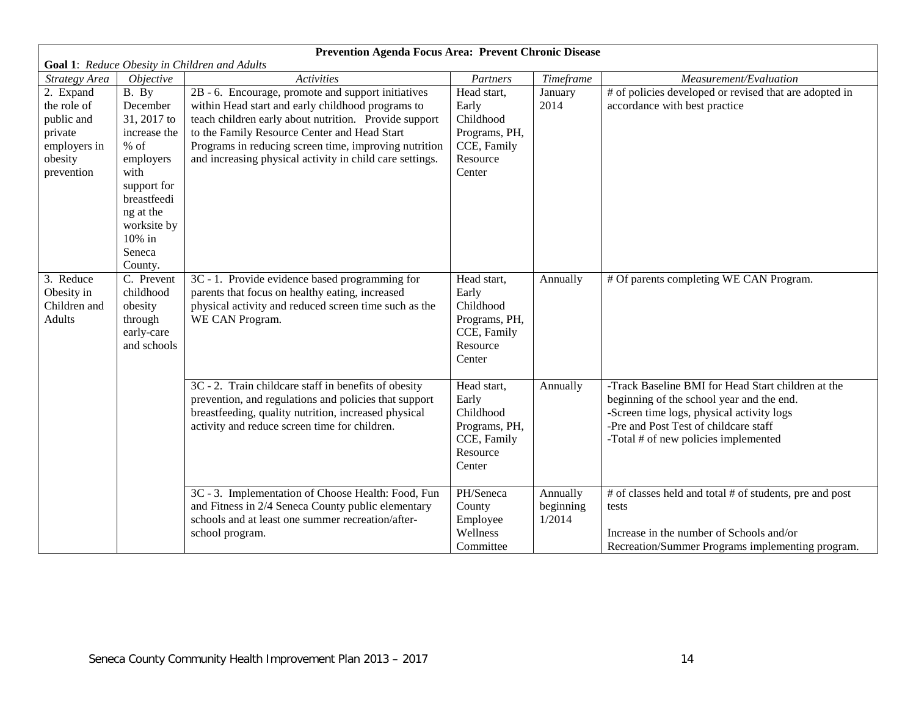**Prevention Agenda Focus Area: Prevent Chronic Disease**

**Goal 1**: *Reduce Obesity in Children and Adults*

| *Strategy Area* | *Objective* | *Activities* | *Partners* | *Timeframe* | *Measurement/Evaluation* |
|---|---|---|---|---|---|
| 2. Expand the role of public and private employers in obesity prevention | B. By December 31, 2017 to increase the % of employers with support for breastfeeding at the worksite by 10% in Seneca County. | 2B - 6. Encourage, promote and support initiatives within Head start and early childhood programs to teach children early about nutrition. Provide support to the Family Resource Center and Head Start Programs in reducing screen time, improving nutrition and increasing physical activity in child care settings. | Head start, Early Childhood Programs, PH, CCE, Family Resource Center | January 2014 | # of policies developed or revised that are adopted in accordance with best practice |
| 3. Reduce Obesity in Children and Adults | C. Prevent childhood obesity through early-care and schools | 3C - 1. Provide evidence based programming for parents that focus on healthy eating, increased physical activity and reduced screen time such as the WE CAN Program. | Head start, Early Childhood Programs, PH, CCE, Family Resource Center | Annually | # Of parents completing WE CAN Program. |
| | | 3C - 2. Train childcare staff in benefits of obesity prevention, and regulations and policies that support breastfeeding, quality nutrition, increased physical activity and reduce screen time for children. | Head start, Early Childhood Programs, PH, CCE, Family Resource Center | Annually | -Track Baseline BMI for Head Start children at the beginning of the school year and the end.<br>-Screen time logs, physical activity logs<br>-Pre and Post Test of childcare staff<br>-Total # of new policies implemented |
| | | 3C - 3. Implementation of Choose Health: Food, Fun and Fitness in 2/4 Seneca County public elementary schools and at least one summer recreation/after-school program. | PH/Seneca County Employee Wellness Committee | Annually beginning 1/2014 | # of classes held and total # of students, pre and post tests<br><br>Increase in the number of Schools and/or Recreation/Summer Programs implementing program. |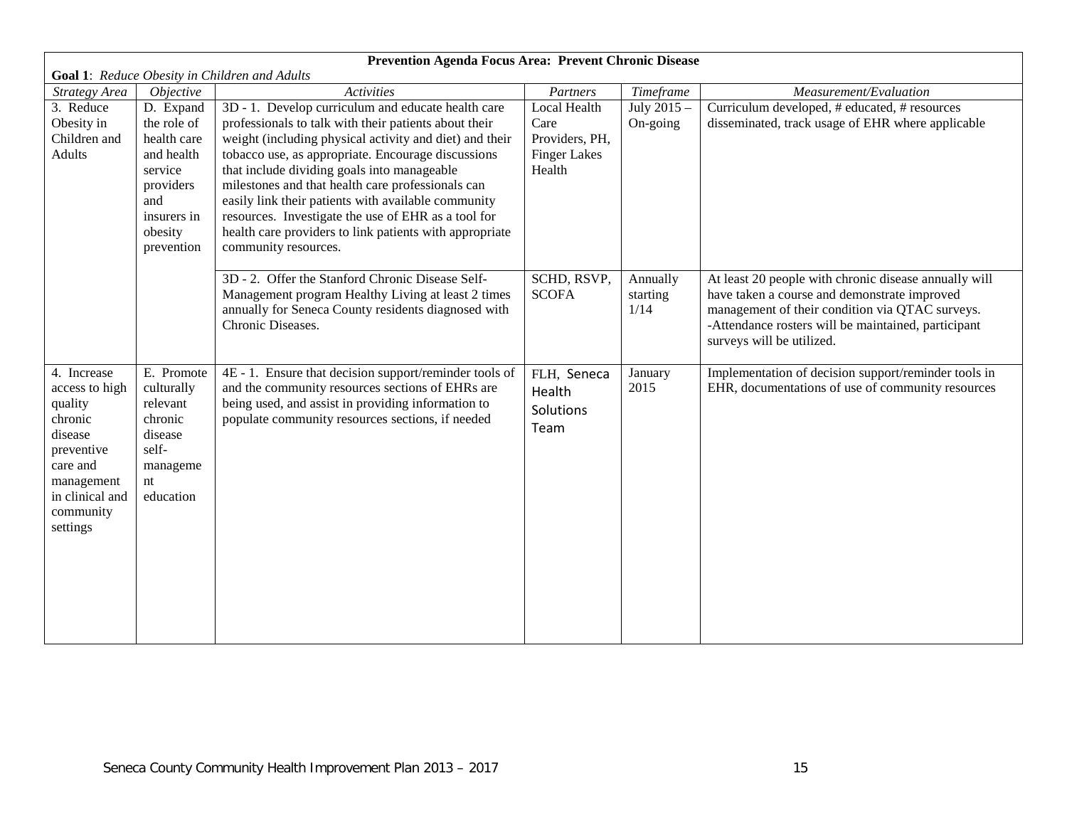**Prevention Agenda Focus Area: Prevent Chronic Disease**

**Goal 1**: *Reduce Obesity in Children and Adults*

| *Strategy Area* | *Objective* | *Activities* | *Partners* | *Timeframe* | *Measurement/Evaluation* |
|---|---|---|---|---|---|
| 3. Reduce Obesity in Children and Adults | D. Expand the role of health care and health service providers and insurers in obesity prevention | 3D - 1. Develop curriculum and educate health care professionals to talk with their patients about their weight (including physical activity and diet) and their tobacco use, as appropriate. Encourage discussions that include dividing goals into manageable milestones and that health care professionals can easily link their patients with available community resources. Investigate the use of EHR as a tool for health care providers to link patients with appropriate community resources. | Local Health Care Providers, PH, Finger Lakes Health | July 2015 – On-going | Curriculum developed, # educated, # resources disseminated, track usage of EHR where applicable |
| | | 3D - 2. Offer the Stanford Chronic Disease Self-Management program Healthy Living at least 2 times annually for Seneca County residents diagnosed with Chronic Diseases. | SCHD, RSVP, SCOFA | Annually starting 1/14 | At least 20 people with chronic disease annually will have taken a course and demonstrate improved management of their condition via QTAC surveys. -Attendance rosters will be maintained, participant surveys will be utilized. |
| 4. Increase access to high quality chronic disease preventive care and management in clinical and community settings | E. Promote culturally relevant chronic disease self-management education | 4E - 1. Ensure that decision support/reminder tools of and the community resources sections of EHRs are being used, and assist in providing information to populate community resources sections, if needed | FLH, Seneca Health Solutions Team | January 2015 | Implementation of decision support/reminder tools in EHR, documentations of use of community resources |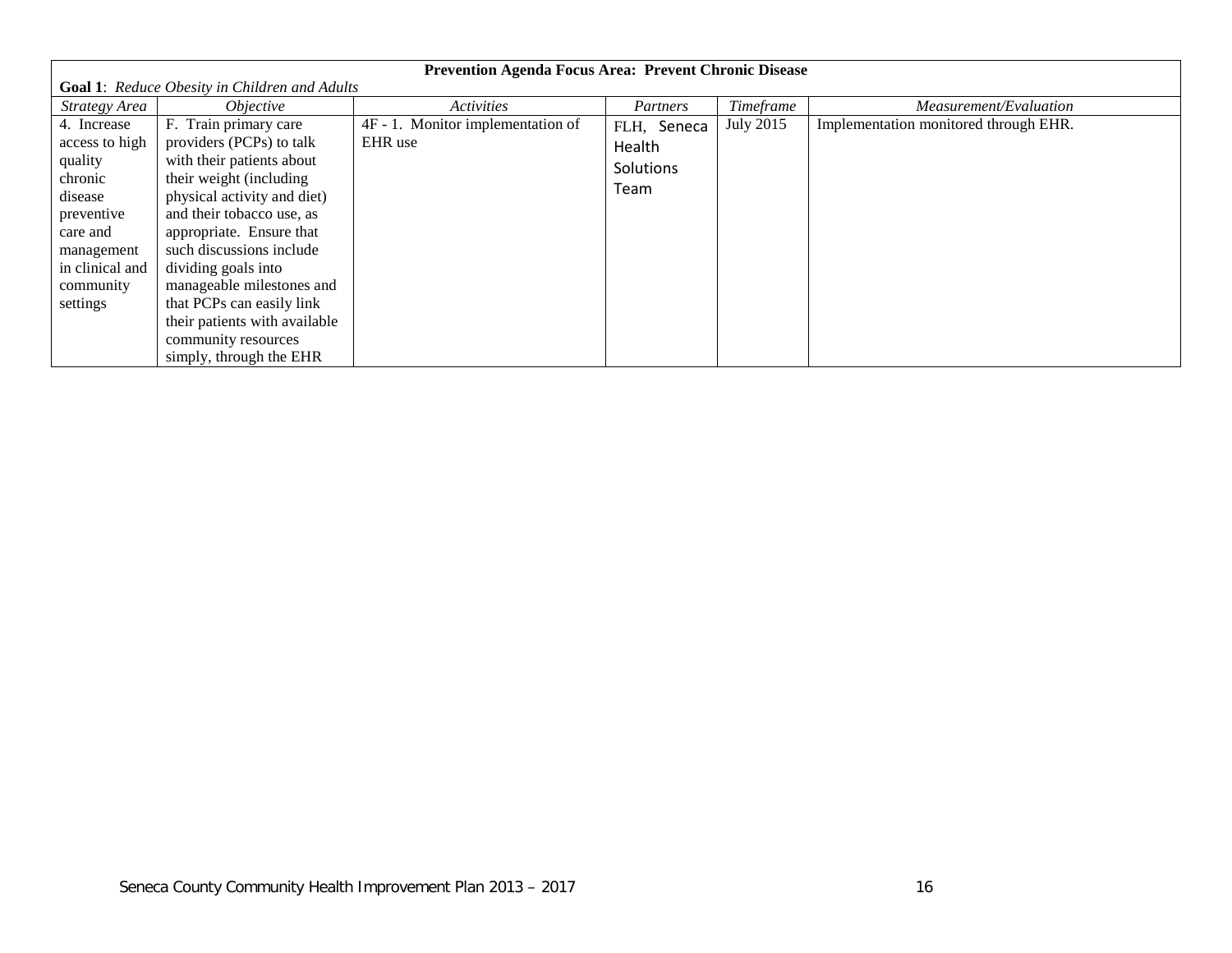**Prevention Agenda Focus Area: Prevent Chronic Disease**

**Goal 1**: *Reduce Obesity in Children and Adults*

| *Strategy Area* | *Objective* | *Activities* | *Partners* | *Timeframe* | *Measurement/Evaluation* |
|---|---|---|---|---|---|
| 4. Increase access to high quality chronic disease preventive care and management in clinical and community settings | F. Train primary care providers (PCPs) to talk with their patients about their weight (including physical activity and diet) and their tobacco use, as appropriate. Ensure that such discussions include dividing goals into manageable milestones and that PCPs can easily link their patients with available community resources simply, through the EHR | 4F - 1. Monitor implementation of EHR use | FLH, Seneca Health Solutions Team | July 2015 | Implementation monitored through EHR. |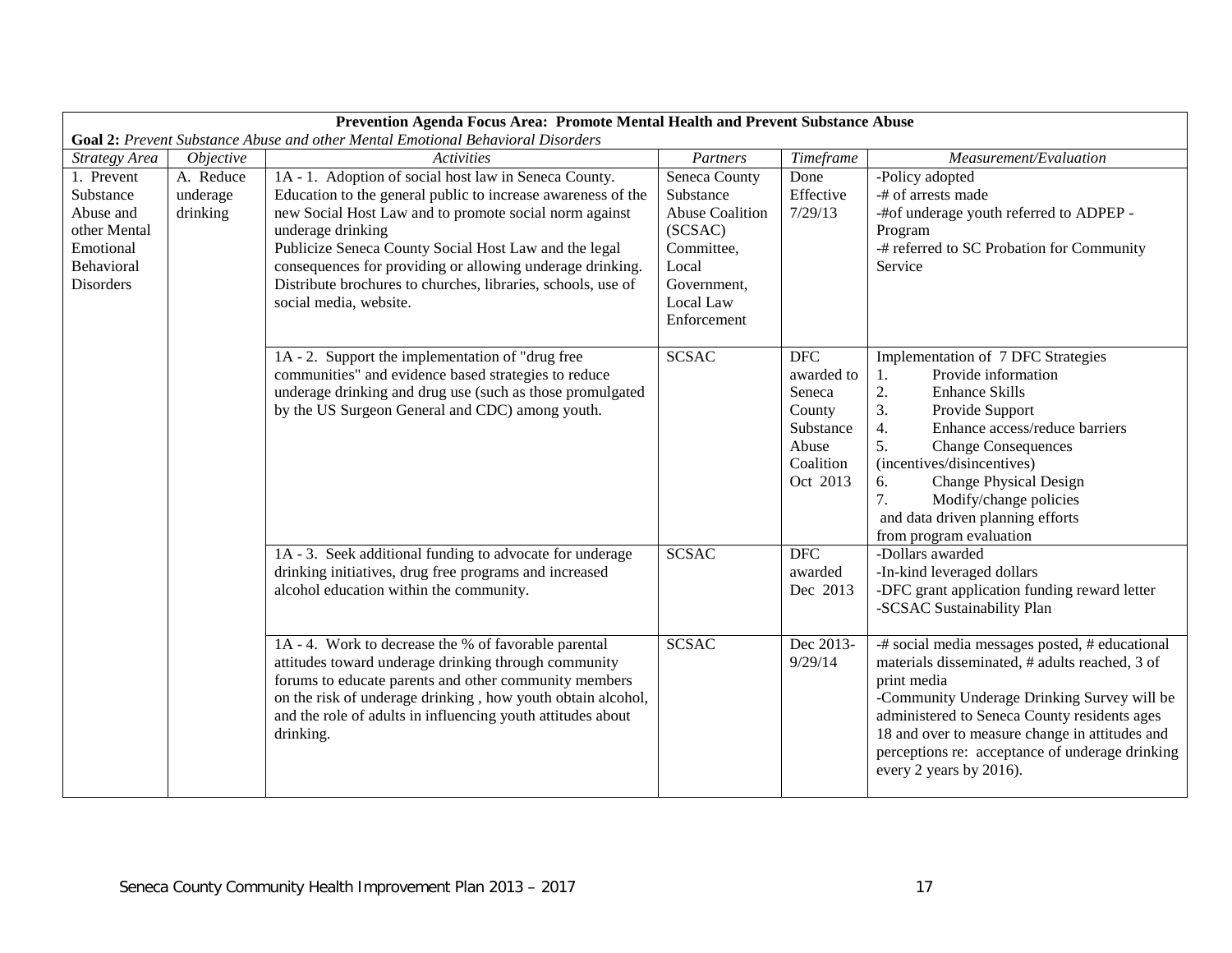| **Prevention Agenda Focus Area: Promote Mental Health and Prevent Substance Abuse** | | | | | |
|---|---|---|---|---|---|
| **Goal 2:** *Prevent Substance Abuse and other Mental Emotional Behavioral Disorders* | | | | | |
| *Strategy Area* | *Objective* | *Activities* | *Partners* | *Timeframe* | *Measurement/Evaluation* |
| 1. Prevent Substance Abuse and other Mental Emotional Behavioral Disorders | A. Reduce underage drinking | 1A - 1. Adoption of social host law in Seneca County. Education to the general public to increase awareness of the new Social Host Law and to promote social norm against underage drinking<br>Publicize Seneca County Social Host Law and the legal consequences for providing or allowing underage drinking. Distribute brochures to churches, libraries, schools, use of social media, website. | Seneca County Substance Abuse Coalition (SCSAC) Committee, Local Government, Local Law Enforcement | Done Effective 7/29/13 | -Policy adopted<br>-# of arrests made<br>-#of underage youth referred to ADPEP - Program<br>-# referred to SC Probation for Community Service |
| | | 1A - 2. Support the implementation of "drug free communities" and evidence based strategies to reduce underage drinking and drug use (such as those promulgated by the US Surgeon General and CDC) among youth. | SCSAC | DFC awarded to Seneca County Substance Abuse Coalition Oct 2013 | Implementation of 7 DFC Strategies<br>1. Provide information<br>2. Enhance Skills<br>3. Provide Support<br>4. Enhance access/reduce barriers<br>5. Change Consequences (incentives/disincentives)<br>6. Change Physical Design<br>7. Modify/change policies<br>and data driven planning efforts from program evaluation |
| | | 1A - 3. Seek additional funding to advocate for underage drinking initiatives, drug free programs and increased alcohol education within the community. | SCSAC | DFC awarded Dec 2013 | -Dollars awarded<br>-In-kind leveraged dollars<br>-DFC grant application funding reward letter<br>-SCSAC Sustainability Plan |
| | | 1A - 4. Work to decrease the % of favorable parental attitudes toward underage drinking through community forums to educate parents and other community members on the risk of underage drinking , how youth obtain alcohol, and the role of adults in influencing youth attitudes about drinking. | SCSAC | Dec 2013-9/29/14 | -# social media messages posted, # educational materials disseminated, # adults reached, 3 of print media<br>-Community Underage Drinking Survey will be administered to Seneca County residents ages 18 and over to measure change in attitudes and perceptions re: acceptance of underage drinking every 2 years by 2016). |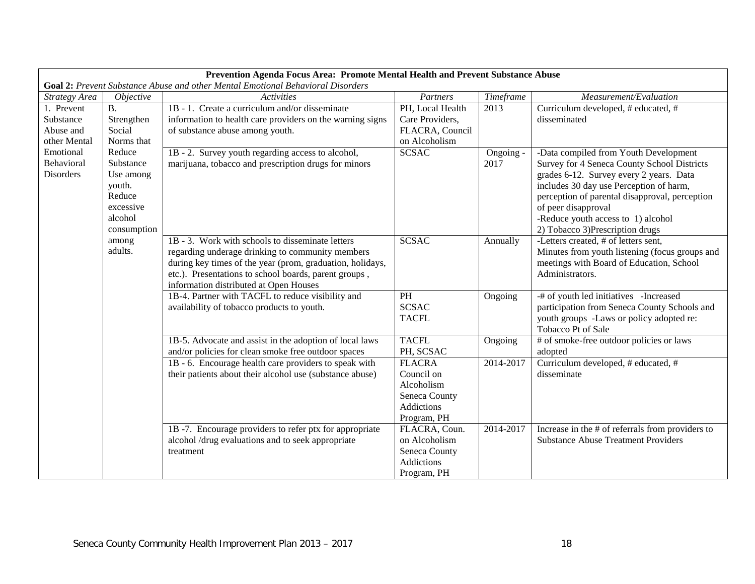**Prevention Agenda Focus Area: Promote Mental Health and Prevent Substance Abuse**

**Goal 2:** *Prevent Substance Abuse and other Mental Emotional Behavioral Disorders*

| *Strategy Area* | *Objective* | *Activities* | *Partners* | *Timeframe* | *Measurement/Evaluation* |
|---|---|---|---|---|---|
| 1. Prevent Substance Abuse and other Mental Emotional Behavioral Disorders | B. Strengthen Social Norms that Reduce Substance Use among youth. Reduce excessive alcohol consumption among adults. | 1B - 1. Create a curriculum and/or disseminate information to health care providers on the warning signs of substance abuse among youth. | PH, Local Health Care Providers, FLACRA, Council on Alcoholism | 2013 | Curriculum developed, # educated, # disseminated |
| | | 1B - 2. Survey youth regarding access to alcohol, marijuana, tobacco and prescription drugs for minors | SCSAC | Ongoing - 2017 | -Data compiled from Youth Development Survey for 4 Seneca County School Districts grades 6-12. Survey every 2 years. Data includes 30 day use Perception of harm, perception of parental disapproval, perception of peer disapproval<br>-Reduce youth access to 1) alcohol 2) Tobacco 3)Prescription drugs |
| | | 1B - 3. Work with schools to disseminate letters regarding underage drinking to community members during key times of the year (prom, graduation, holidays, etc.). Presentations to school boards, parent groups , information distributed at Open Houses | SCSAC | Annually | -Letters created, # of letters sent,<br>Minutes from youth listening (focus groups and meetings with Board of Education, School Administrators. |
| | | 1B-4. Partner with TACFL to reduce visibility and availability of tobacco products to youth. | PH<br>SCSAC<br>TACFL | Ongoing | -# of youth led initiatives -Increased participation from Seneca County Schools and youth groups -Laws or policy adopted re: Tobacco Pt of Sale |
| | | 1B-5. Advocate and assist in the adoption of local laws and/or policies for clean smoke free outdoor spaces | TACFL<br>PH, SCSAC | Ongoing | # of smoke-free outdoor policies or laws adopted |
| | | 1B - 6. Encourage health care providers to speak with their patients about their alcohol use (substance abuse) | FLACRA<br>Council on Alcoholism<br>Seneca County Addictions Program, PH | 2014-2017 | Curriculum developed, # educated, # disseminate |
| | | 1B -7. Encourage providers to refer ptx for appropriate alcohol /drug evaluations and to seek appropriate treatment | FLACRA, Coun. on Alcoholism<br>Seneca County Addictions Program, PH | 2014-2017 | Increase in the # of referrals from providers to Substance Abuse Treatment Providers |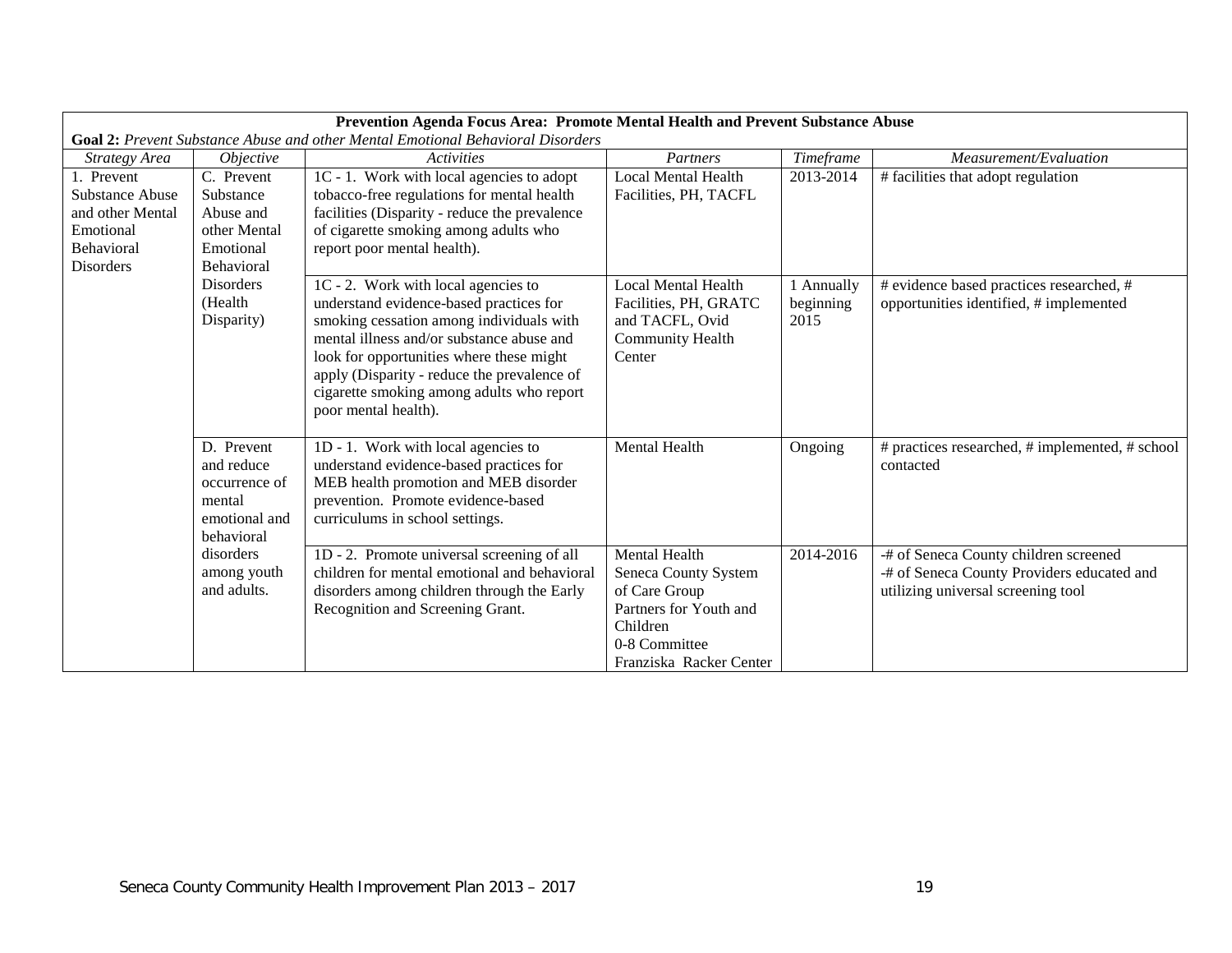**Prevention Agenda Focus Area: Promote Mental Health and Prevent Substance Abuse**

**Goal 2:** *Prevent Substance Abuse and other Mental Emotional Behavioral Disorders*

| *Strategy Area* | *Objective* | *Activities* | *Partners* | *Timeframe* | *Measurement/Evaluation* |
|---|---|---|---|---|---|
| 1. Prevent Substance Abuse and other Mental Emotional Behavioral Disorders | C. Prevent Substance Abuse and other Mental Emotional Behavioral Disorders (Health Disparity) | 1C - 1. Work with local agencies to adopt tobacco-free regulations for mental health facilities (Disparity - reduce the prevalence of cigarette smoking among adults who report poor mental health). | Local Mental Health Facilities, PH, TACFL | 2013-2014 | # facilities that adopt regulation |
| | | 1C - 2. Work with local agencies to understand evidence-based practices for smoking cessation among individuals with mental illness and/or substance abuse and look for opportunities where these might apply (Disparity - reduce the prevalence of cigarette smoking among adults who report poor mental health). | Local Mental Health Facilities, PH, GRATC and TACFL, Ovid Community Health Center | 1 Annually beginning 2015 | # evidence based practices researched, # opportunities identified, # implemented |
| | D. Prevent and reduce occurrence of mental emotional and behavioral disorders among youth and adults. | 1D - 1. Work with local agencies to understand evidence-based practices for MEB health promotion and MEB disorder prevention. Promote evidence-based curriculums in school settings. | Mental Health | Ongoing | # practices researched, # implemented, # school contacted |
| | | 1D - 2. Promote universal screening of all children for mental emotional and behavioral disorders among children through the Early Recognition and Screening Grant. | Mental Health<br>Seneca County System of Care Group<br>Partners for Youth and Children<br>0-8 Committee<br>Franziska Racker Center | 2014-2016 | -# of Seneca County children screened<br>-# of Seneca County Providers educated and utilizing universal screening tool |